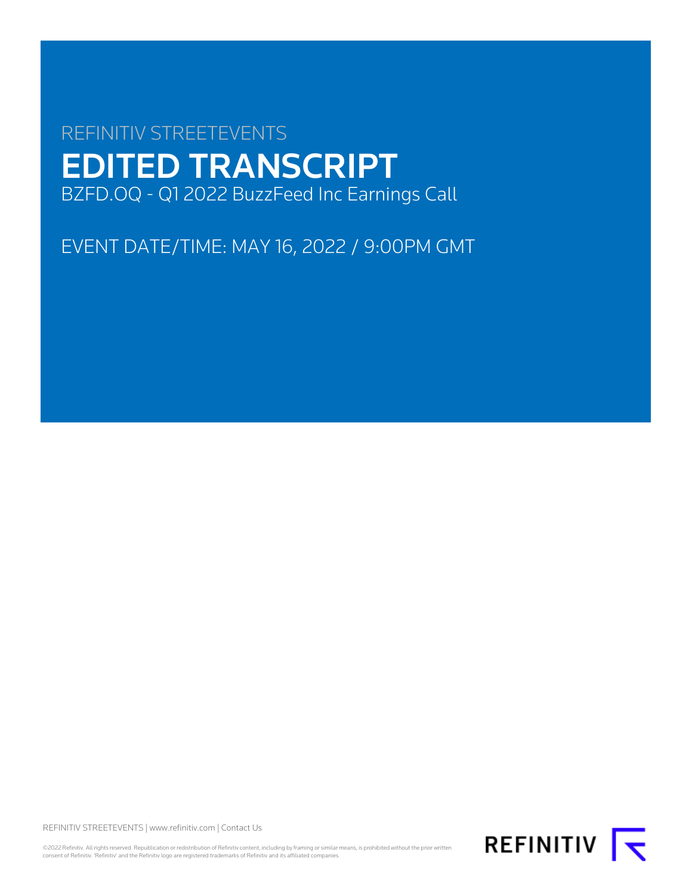REFINITIV STREETEVENTS

# EDITED TRANSCRIPT

BZFD.OQ - Q1 2022 BuzzFeed Inc Earnings Call

EVENT DATE/TIME: MAY 16, 2022 / 9:00PM GMT

REFINITIV STREETEVENTS | www.refinitiv.com | Contact Us

©2022 Refinitiv. All rights reserved. Republication or redistribution of Refinitiv content, including by framing or similar means, is prohibited without the prior written consent of Refinitiv. 'Refinitiv' and the Refinitiv logo are registered trademarks of Refinitiv and its affiliated companies.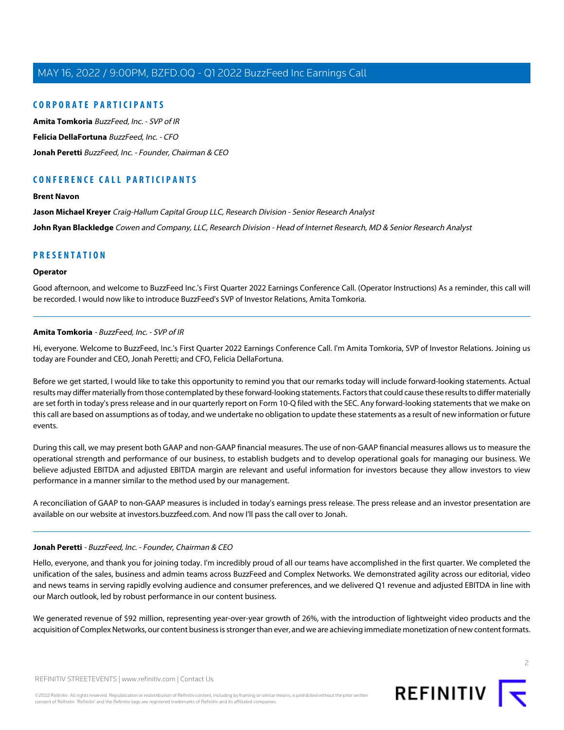## CORPORATE PARTICIPANTS

**Amita Tomkoria** *BuzzFeed, Inc. - SVP of IR*

**Felicia DellaFortuna** *BuzzFeed, Inc. - CFO*

**Jonah Peretti** *BuzzFeed, Inc. - Founder, Chairman & CEO*

## CONFERENCE CALL PARTICIPANTS

**Brent Navon**

**Jason Michael Kreyer** *Craig-Hallum Capital Group LLC, Research Division - Senior Research Analyst*

**John Ryan Blackledge** *Cowen and Company, LLC, Research Division - Head of Internet Research, MD & Senior Research Analyst*

## PRESENTATION

**Operator**

Good afternoon, and welcome to BuzzFeed Inc.'s First Quarter 2022 Earnings Conference Call. (Operator Instructions) As a reminder, this call will be recorded. I would now like to introduce BuzzFeed's SVP of Investor Relations, Amita Tomkoria.

---

**Amita Tomkoria** - *BuzzFeed, Inc. - SVP of IR*

Hi, everyone. Welcome to BuzzFeed, Inc.'s First Quarter 2022 Earnings Conference Call. I'm Amita Tomkoria, SVP of Investor Relations. Joining us today are Founder and CEO, Jonah Peretti; and CFO, Felicia DellaFortuna.

Before we get started, I would like to take this opportunity to remind you that our remarks today will include forward-looking statements. Actual results may differ materially from those contemplated by these forward-looking statements. Factors that could cause these results to differ materially are set forth in today's press release and in our quarterly report on Form 10-Q filed with the SEC. Any forward-looking statements that we make on this call are based on assumptions as of today, and we undertake no obligation to update these statements as a result of new information or future events.

During this call, we may present both GAAP and non-GAAP financial measures. The use of non-GAAP financial measures allows us to measure the operational strength and performance of our business, to establish budgets and to develop operational goals for managing our business. We believe adjusted EBITDA and adjusted EBITDA margin are relevant and useful information for investors because they allow investors to view performance in a manner similar to the method used by our management.

A reconciliation of GAAP to non-GAAP measures is included in today's earnings press release. The press release and an investor presentation are available on our website at investors.buzzfeed.com. And now I'll pass the call over to Jonah.

---

**Jonah Peretti** - *BuzzFeed, Inc. - Founder, Chairman & CEO*

Hello, everyone, and thank you for joining today. I'm incredibly proud of all our teams have accomplished in the first quarter. We completed the unification of the sales, business and admin teams across BuzzFeed and Complex Networks. We demonstrated agility across our editorial, video and news teams in serving rapidly evolving audience and consumer preferences, and we delivered Q1 revenue and adjusted EBITDA in line with our March outlook, led by robust performance in our content business.

We generated revenue of $92 million, representing year-over-year growth of 26%, with the introduction of lightweight video products and the acquisition of Complex Networks, our content business is stronger than ever, and we are achieving immediate monetization of new content formats.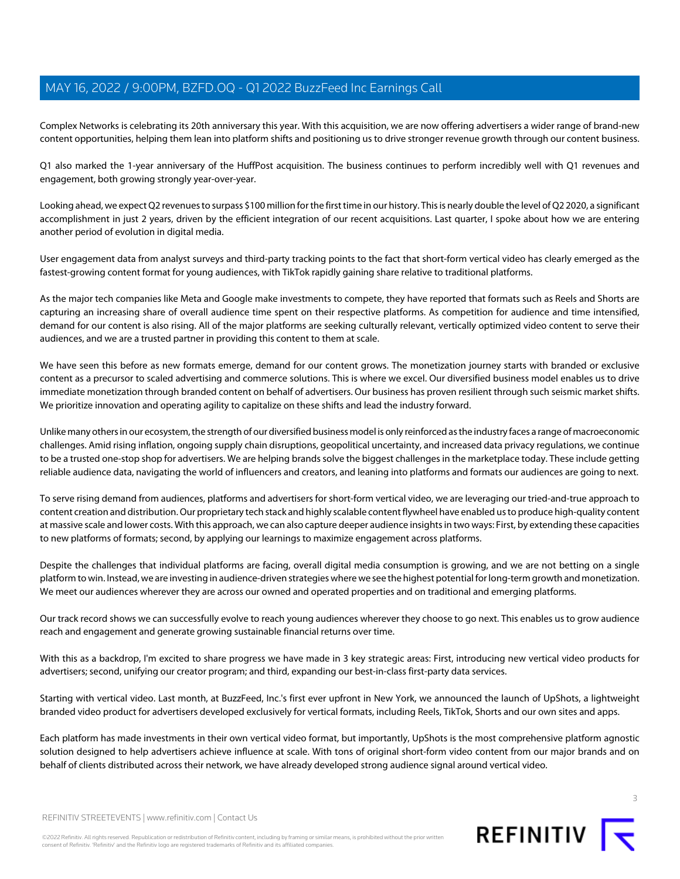Complex Networks is celebrating its 20th anniversary this year. With this acquisition, we are now offering advertisers a wider range of brand-new content opportunities, helping them lean into platform shifts and positioning us to drive stronger revenue growth through our content business.

Q1 also marked the 1-year anniversary of the HuffPost acquisition. The business continues to perform incredibly well with Q1 revenues and engagement, both growing strongly year-over-year.

Looking ahead, we expect Q2 revenues to surpass $100 million for the first time in our history. This is nearly double the level of Q2 2020, a significant accomplishment in just 2 years, driven by the efficient integration of our recent acquisitions. Last quarter, I spoke about how we are entering another period of evolution in digital media.

User engagement data from analyst surveys and third-party tracking points to the fact that short-form vertical video has clearly emerged as the fastest-growing content format for young audiences, with TikTok rapidly gaining share relative to traditional platforms.

As the major tech companies like Meta and Google make investments to compete, they have reported that formats such as Reels and Shorts are capturing an increasing share of overall audience time spent on their respective platforms. As competition for audience and time intensified, demand for our content is also rising. All of the major platforms are seeking culturally relevant, vertically optimized video content to serve their audiences, and we are a trusted partner in providing this content to them at scale.

We have seen this before as new formats emerge, demand for our content grows. The monetization journey starts with branded or exclusive content as a precursor to scaled advertising and commerce solutions. This is where we excel. Our diversified business model enables us to drive immediate monetization through branded content on behalf of advertisers. Our business has proven resilient through such seismic market shifts. We prioritize innovation and operating agility to capitalize on these shifts and lead the industry forward.

Unlike many others in our ecosystem, the strength of our diversified business model is only reinforced as the industry faces a range of macroeconomic challenges. Amid rising inflation, ongoing supply chain disruptions, geopolitical uncertainty, and increased data privacy regulations, we continue to be a trusted one-stop shop for advertisers. We are helping brands solve the biggest challenges in the marketplace today. These include getting reliable audience data, navigating the world of influencers and creators, and leaning into platforms and formats our audiences are going to next.

To serve rising demand from audiences, platforms and advertisers for short-form vertical video, we are leveraging our tried-and-true approach to content creation and distribution. Our proprietary tech stack and highly scalable content flywheel have enabled us to produce high-quality content at massive scale and lower costs. With this approach, we can also capture deeper audience insights in two ways: First, by extending these capacities to new platforms of formats; second, by applying our learnings to maximize engagement across platforms.

Despite the challenges that individual platforms are facing, overall digital media consumption is growing, and we are not betting on a single platform to win. Instead, we are investing in audience-driven strategies where we see the highest potential for long-term growth and monetization. We meet our audiences wherever they are across our owned and operated properties and on traditional and emerging platforms.

Our track record shows we can successfully evolve to reach young audiences wherever they choose to go next. This enables us to grow audience reach and engagement and generate growing sustainable financial returns over time.

With this as a backdrop, I'm excited to share progress we have made in 3 key strategic areas: First, introducing new vertical video products for advertisers; second, unifying our creator program; and third, expanding our best-in-class first-party data services.

Starting with vertical video. Last month, at BuzzFeed, Inc.'s first ever upfront in New York, we announced the launch of UpShots, a lightweight branded video product for advertisers developed exclusively for vertical formats, including Reels, TikTok, Shorts and our own sites and apps.

Each platform has made investments in their own vertical video format, but importantly, UpShots is the most comprehensive platform agnostic solution designed to help advertisers achieve influence at scale. With tons of original short-form video content from our major brands and on behalf of clients distributed across their network, we have already developed strong audience signal around vertical video.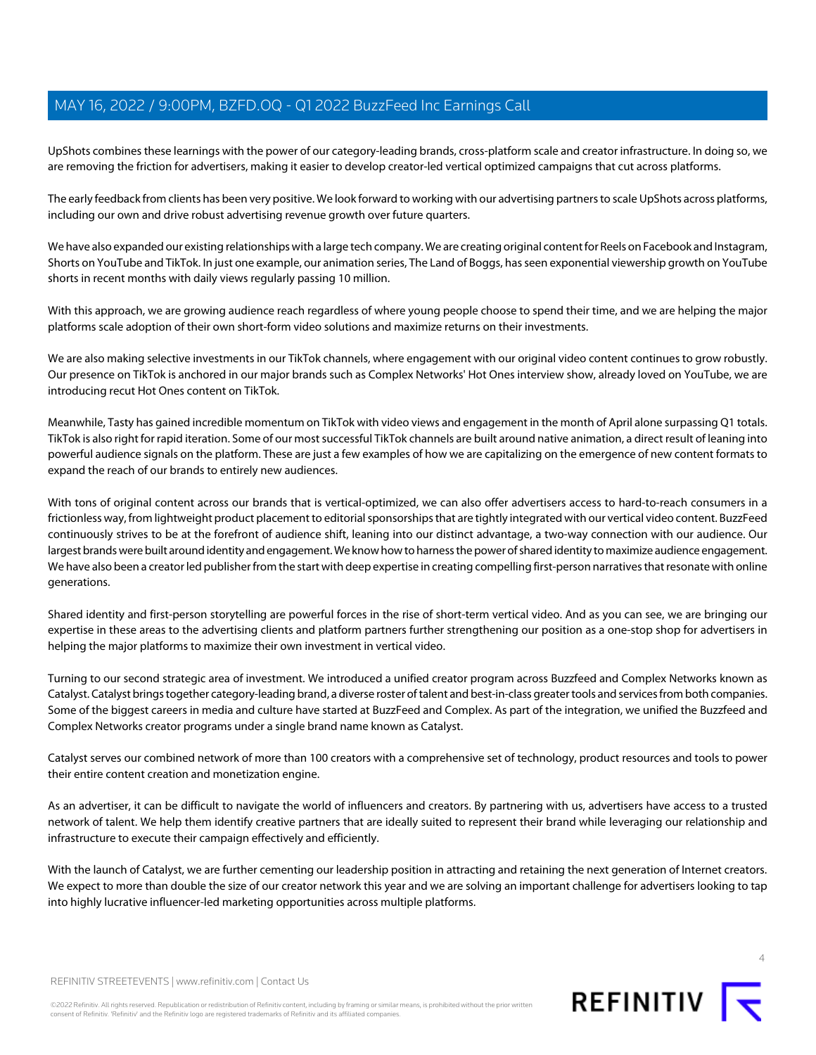UpShots combines these learnings with the power of our category-leading brands, cross-platform scale and creator infrastructure. In doing so, we are removing the friction for advertisers, making it easier to develop creator-led vertical optimized campaigns that cut across platforms.

The early feedback from clients has been very positive. We look forward to working with our advertising partners to scale UpShots across platforms, including our own and drive robust advertising revenue growth over future quarters.

We have also expanded our existing relationships with a large tech company. We are creating original content for Reels on Facebook and Instagram, Shorts on YouTube and TikTok. In just one example, our animation series, The Land of Boggs, has seen exponential viewership growth on YouTube shorts in recent months with daily views regularly passing 10 million.

With this approach, we are growing audience reach regardless of where young people choose to spend their time, and we are helping the major platforms scale adoption of their own short-form video solutions and maximize returns on their investments.

We are also making selective investments in our TikTok channels, where engagement with our original video content continues to grow robustly. Our presence on TikTok is anchored in our major brands such as Complex Networks' Hot Ones interview show, already loved on YouTube, we are introducing recut Hot Ones content on TikTok.

Meanwhile, Tasty has gained incredible momentum on TikTok with video views and engagement in the month of April alone surpassing Q1 totals. TikTok is also right for rapid iteration. Some of our most successful TikTok channels are built around native animation, a direct result of leaning into powerful audience signals on the platform. These are just a few examples of how we are capitalizing on the emergence of new content formats to expand the reach of our brands to entirely new audiences.

With tons of original content across our brands that is vertical-optimized, we can also offer advertisers access to hard-to-reach consumers in a frictionless way, from lightweight product placement to editorial sponsorships that are tightly integrated with our vertical video content. BuzzFeed continuously strives to be at the forefront of audience shift, leaning into our distinct advantage, a two-way connection with our audience. Our largest brands were built around identity and engagement. We know how to harness the power of shared identity to maximize audience engagement. We have also been a creator led publisher from the start with deep expertise in creating compelling first-person narratives that resonate with online generations.

Shared identity and first-person storytelling are powerful forces in the rise of short-term vertical video. And as you can see, we are bringing our expertise in these areas to the advertising clients and platform partners further strengthening our position as a one-stop shop for advertisers in helping the major platforms to maximize their own investment in vertical video.

Turning to our second strategic area of investment. We introduced a unified creator program across Buzzfeed and Complex Networks known as Catalyst. Catalyst brings together category-leading brand, a diverse roster of talent and best-in-class greater tools and services from both companies. Some of the biggest careers in media and culture have started at BuzzFeed and Complex. As part of the integration, we unified the Buzzfeed and Complex Networks creator programs under a single brand name known as Catalyst.

Catalyst serves our combined network of more than 100 creators with a comprehensive set of technology, product resources and tools to power their entire content creation and monetization engine.

As an advertiser, it can be difficult to navigate the world of influencers and creators. By partnering with us, advertisers have access to a trusted network of talent. We help them identify creative partners that are ideally suited to represent their brand while leveraging our relationship and infrastructure to execute their campaign effectively and efficiently.

With the launch of Catalyst, we are further cementing our leadership position in attracting and retaining the next generation of Internet creators. We expect to more than double the size of our creator network this year and we are solving an important challenge for advertisers looking to tap into highly lucrative influencer-led marketing opportunities across multiple platforms.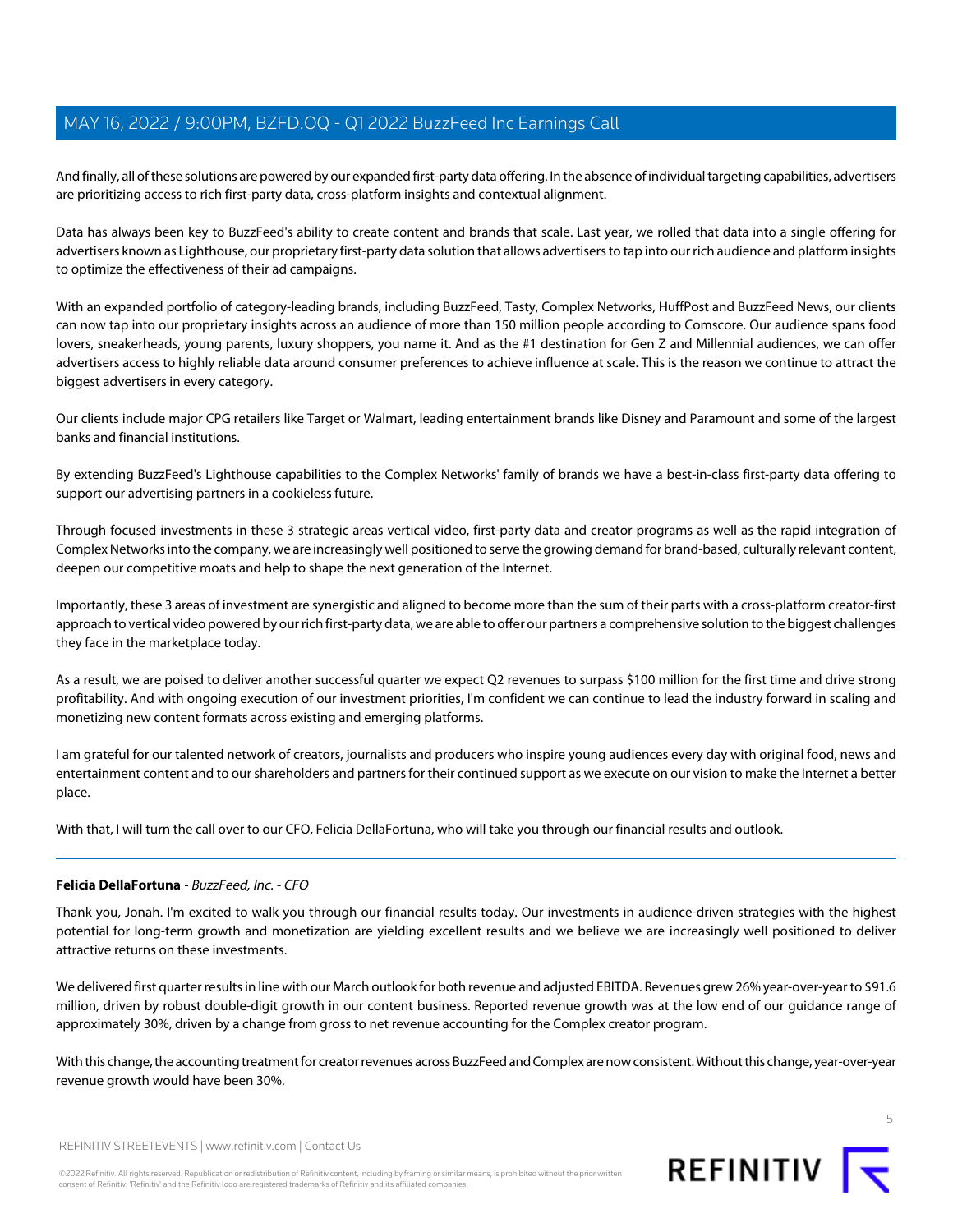And finally, all of these solutions are powered by our expanded first-party data offering. In the absence of individual targeting capabilities, advertisers are prioritizing access to rich first-party data, cross-platform insights and contextual alignment.

Data has always been key to BuzzFeed's ability to create content and brands that scale. Last year, we rolled that data into a single offering for advertisers known as Lighthouse, our proprietary first-party data solution that allows advertisers to tap into our rich audience and platform insights to optimize the effectiveness of their ad campaigns.

With an expanded portfolio of category-leading brands, including BuzzFeed, Tasty, Complex Networks, HuffPost and BuzzFeed News, our clients can now tap into our proprietary insights across an audience of more than 150 million people according to Comscore. Our audience spans food lovers, sneakerheads, young parents, luxury shoppers, you name it. And as the #1 destination for Gen Z and Millennial audiences, we can offer advertisers access to highly reliable data around consumer preferences to achieve influence at scale. This is the reason we continue to attract the biggest advertisers in every category.

Our clients include major CPG retailers like Target or Walmart, leading entertainment brands like Disney and Paramount and some of the largest banks and financial institutions.

By extending BuzzFeed's Lighthouse capabilities to the Complex Networks' family of brands we have a best-in-class first-party data offering to support our advertising partners in a cookieless future.

Through focused investments in these 3 strategic areas vertical video, first-party data and creator programs as well as the rapid integration of Complex Networks into the company, we are increasingly well positioned to serve the growing demand for brand-based, culturally relevant content, deepen our competitive moats and help to shape the next generation of the Internet.

Importantly, these 3 areas of investment are synergistic and aligned to become more than the sum of their parts with a cross-platform creator-first approach to vertical video powered by our rich first-party data, we are able to offer our partners a comprehensive solution to the biggest challenges they face in the marketplace today.

As a result, we are poised to deliver another successful quarter we expect Q2 revenues to surpass $100 million for the first time and drive strong profitability. And with ongoing execution of our investment priorities, I'm confident we can continue to lead the industry forward in scaling and monetizing new content formats across existing and emerging platforms.

I am grateful for our talented network of creators, journalists and producers who inspire young audiences every day with original food, news and entertainment content and to our shareholders and partners for their continued support as we execute on our vision to make the Internet a better place.

With that, I will turn the call over to our CFO, Felicia DellaFortuna, who will take you through our financial results and outlook.

---

**Felicia DellaFortuna** - *BuzzFeed, Inc. - CFO*

Thank you, Jonah. I'm excited to walk you through our financial results today. Our investments in audience-driven strategies with the highest potential for long-term growth and monetization are yielding excellent results and we believe we are increasingly well positioned to deliver attractive returns on these investments.

We delivered first quarter results in line with our March outlook for both revenue and adjusted EBITDA. Revenues grew 26% year-over-year to $91.6 million, driven by robust double-digit growth in our content business. Reported revenue growth was at the low end of our guidance range of approximately 30%, driven by a change from gross to net revenue accounting for the Complex creator program.

With this change, the accounting treatment for creator revenues across BuzzFeed and Complex are now consistent. Without this change, year-over-year revenue growth would have been 30%.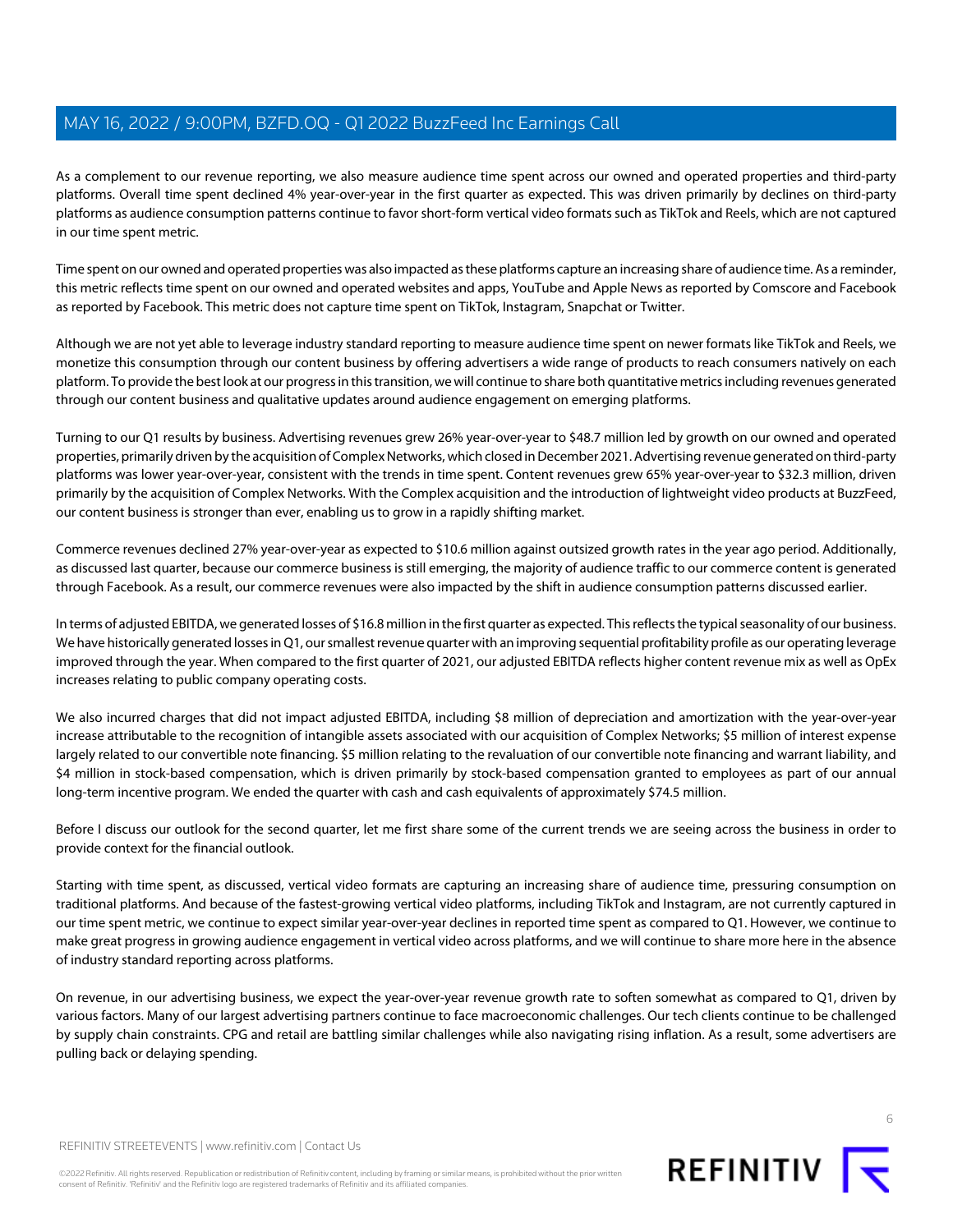As a complement to our revenue reporting, we also measure audience time spent across our owned and operated properties and third-party platforms. Overall time spent declined 4% year-over-year in the first quarter as expected. This was driven primarily by declines on third-party platforms as audience consumption patterns continue to favor short-form vertical video formats such as TikTok and Reels, which are not captured in our time spent metric.

Time spent on our owned and operated properties was also impacted as these platforms capture an increasing share of audience time. As a reminder, this metric reflects time spent on our owned and operated websites and apps, YouTube and Apple News as reported by Comscore and Facebook as reported by Facebook. This metric does not capture time spent on TikTok, Instagram, Snapchat or Twitter.

Although we are not yet able to leverage industry standard reporting to measure audience time spent on newer formats like TikTok and Reels, we monetize this consumption through our content business by offering advertisers a wide range of products to reach consumers natively on each platform. To provide the best look at our progress in this transition, we will continue to share both quantitative metrics including revenues generated through our content business and qualitative updates around audience engagement on emerging platforms.

Turning to our Q1 results by business. Advertising revenues grew 26% year-over-year to $48.7 million led by growth on our owned and operated properties, primarily driven by the acquisition of Complex Networks, which closed in December 2021. Advertising revenue generated on third-party platforms was lower year-over-year, consistent with the trends in time spent. Content revenues grew 65% year-over-year to $32.3 million, driven primarily by the acquisition of Complex Networks. With the Complex acquisition and the introduction of lightweight video products at BuzzFeed, our content business is stronger than ever, enabling us to grow in a rapidly shifting market.

Commerce revenues declined 27% year-over-year as expected to $10.6 million against outsized growth rates in the year ago period. Additionally, as discussed last quarter, because our commerce business is still emerging, the majority of audience traffic to our commerce content is generated through Facebook. As a result, our commerce revenues were also impacted by the shift in audience consumption patterns discussed earlier.

In terms of adjusted EBITDA, we generated losses of $16.8 million in the first quarter as expected. This reflects the typical seasonality of our business. We have historically generated losses in Q1, our smallest revenue quarter with an improving sequential profitability profile as our operating leverage improved through the year. When compared to the first quarter of 2021, our adjusted EBITDA reflects higher content revenue mix as well as OpEx increases relating to public company operating costs.

We also incurred charges that did not impact adjusted EBITDA, including $8 million of depreciation and amortization with the year-over-year increase attributable to the recognition of intangible assets associated with our acquisition of Complex Networks; $5 million of interest expense largely related to our convertible note financing. $5 million relating to the revaluation of our convertible note financing and warrant liability, and $4 million in stock-based compensation, which is driven primarily by stock-based compensation granted to employees as part of our annual long-term incentive program. We ended the quarter with cash and cash equivalents of approximately $74.5 million.

Before I discuss our outlook for the second quarter, let me first share some of the current trends we are seeing across the business in order to provide context for the financial outlook.

Starting with time spent, as discussed, vertical video formats are capturing an increasing share of audience time, pressuring consumption on traditional platforms. And because of the fastest-growing vertical video platforms, including TikTok and Instagram, are not currently captured in our time spent metric, we continue to expect similar year-over-year declines in reported time spent as compared to Q1. However, we continue to make great progress in growing audience engagement in vertical video across platforms, and we will continue to share more here in the absence of industry standard reporting across platforms.

On revenue, in our advertising business, we expect the year-over-year revenue growth rate to soften somewhat as compared to Q1, driven by various factors. Many of our largest advertising partners continue to face macroeconomic challenges. Our tech clients continue to be challenged by supply chain constraints. CPG and retail are battling similar challenges while also navigating rising inflation. As a result, some advertisers are pulling back or delaying spending.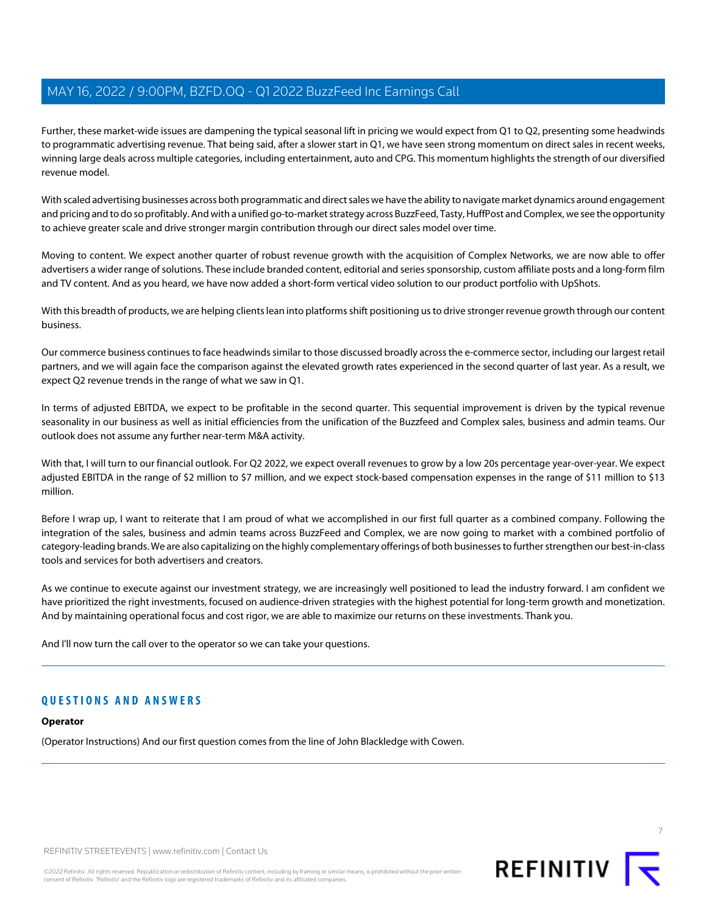Further, these market-wide issues are dampening the typical seasonal lift in pricing we would expect from Q1 to Q2, presenting some headwinds to programmatic advertising revenue. That being said, after a slower start in Q1, we have seen strong momentum on direct sales in recent weeks, winning large deals across multiple categories, including entertainment, auto and CPG. This momentum highlights the strength of our diversified revenue model.

With scaled advertising businesses across both programmatic and direct sales we have the ability to navigate market dynamics around engagement and pricing and to do so profitably. And with a unified go-to-market strategy across BuzzFeed, Tasty, HuffPost and Complex, we see the opportunity to achieve greater scale and drive stronger margin contribution through our direct sales model over time.

Moving to content. We expect another quarter of robust revenue growth with the acquisition of Complex Networks, we are now able to offer advertisers a wider range of solutions. These include branded content, editorial and series sponsorship, custom affiliate posts and a long-form film and TV content. And as you heard, we have now added a short-form vertical video solution to our product portfolio with UpShots.

With this breadth of products, we are helping clients lean into platforms shift positioning us to drive stronger revenue growth through our content business.

Our commerce business continues to face headwinds similar to those discussed broadly across the e-commerce sector, including our largest retail partners, and we will again face the comparison against the elevated growth rates experienced in the second quarter of last year. As a result, we expect Q2 revenue trends in the range of what we saw in Q1.

In terms of adjusted EBITDA, we expect to be profitable in the second quarter. This sequential improvement is driven by the typical revenue seasonality in our business as well as initial efficiencies from the unification of the Buzzfeed and Complex sales, business and admin teams. Our outlook does not assume any further near-term M&A activity.

With that, I will turn to our financial outlook. For Q2 2022, we expect overall revenues to grow by a low 20s percentage year-over-year. We expect adjusted EBITDA in the range of $2 million to $7 million, and we expect stock-based compensation expenses in the range of $11 million to $13 million.

Before I wrap up, I want to reiterate that I am proud of what we accomplished in our first full quarter as a combined company. Following the integration of the sales, business and admin teams across BuzzFeed and Complex, we are now going to market with a combined portfolio of category-leading brands. We are also capitalizing on the highly complementary offerings of both businesses to further strengthen our best-in-class tools and services for both advertisers and creators.

As we continue to execute against our investment strategy, we are increasingly well positioned to lead the industry forward. I am confident we have prioritized the right investments, focused on audience-driven strategies with the highest potential for long-term growth and monetization. And by maintaining operational focus and cost rigor, we are able to maximize our returns on these investments. Thank you.

And I'll now turn the call over to the operator so we can take your questions.

---

## QUESTIONS AND ANSWERS

**Operator**

(Operator Instructions) And our first question comes from the line of John Blackledge with Cowen.

---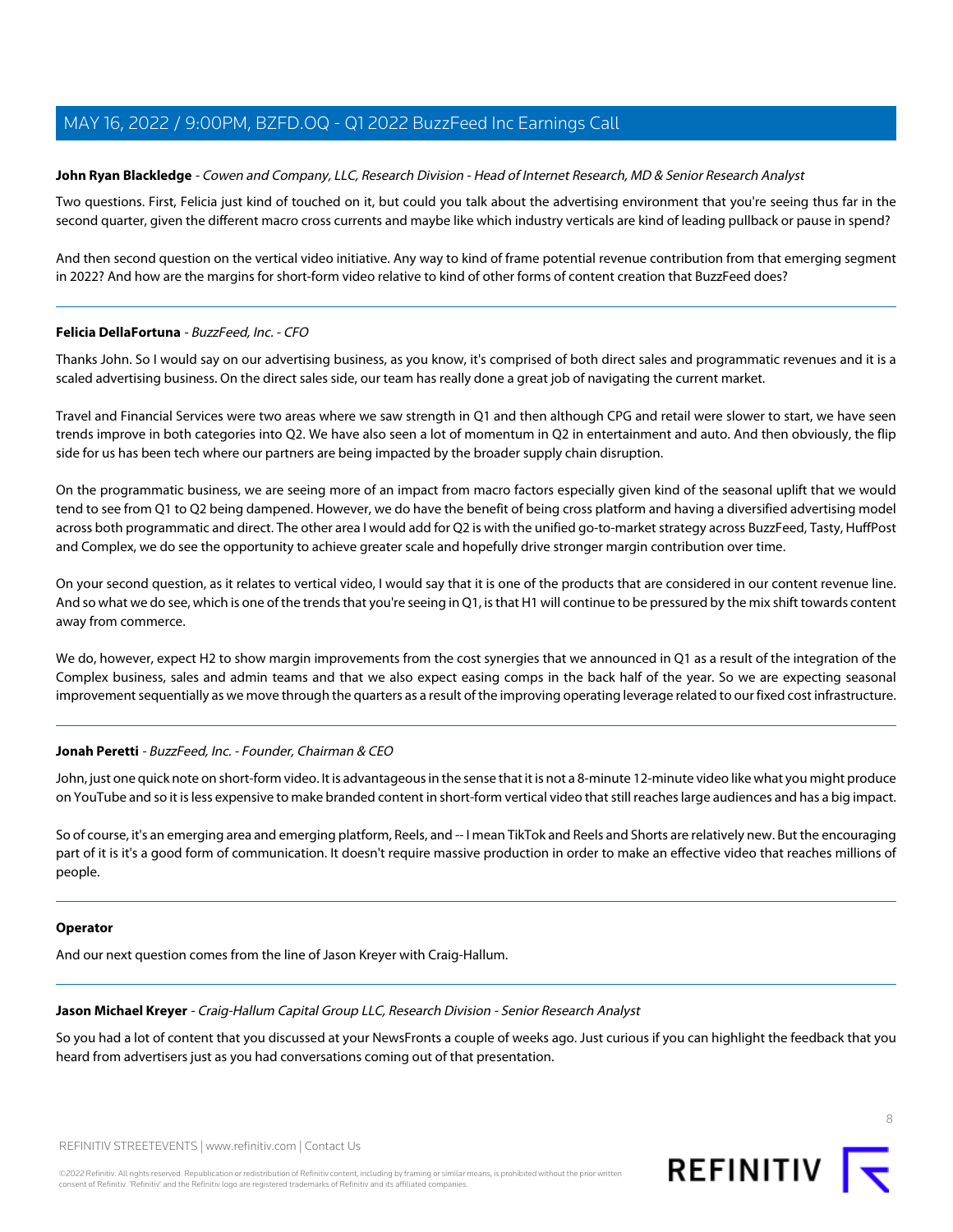**John Ryan Blackledge** - *Cowen and Company, LLC, Research Division - Head of Internet Research, MD & Senior Research Analyst*

Two questions. First, Felicia just kind of touched on it, but could you talk about the advertising environment that you're seeing thus far in the second quarter, given the different macro cross currents and maybe like which industry verticals are kind of leading pullback or pause in spend?

And then second question on the vertical video initiative. Any way to kind of frame potential revenue contribution from that emerging segment in 2022? And how are the margins for short-form video relative to kind of other forms of content creation that BuzzFeed does?

---

**Felicia DellaFortuna** - *BuzzFeed, Inc. - CFO*

Thanks John. So I would say on our advertising business, as you know, it's comprised of both direct sales and programmatic revenues and it is a scaled advertising business. On the direct sales side, our team has really done a great job of navigating the current market.

Travel and Financial Services were two areas where we saw strength in Q1 and then although CPG and retail were slower to start, we have seen trends improve in both categories into Q2. We have also seen a lot of momentum in Q2 in entertainment and auto. And then obviously, the flip side for us has been tech where our partners are being impacted by the broader supply chain disruption.

On the programmatic business, we are seeing more of an impact from macro factors especially given kind of the seasonal uplift that we would tend to see from Q1 to Q2 being dampened. However, we do have the benefit of being cross platform and having a diversified advertising model across both programmatic and direct. The other area I would add for Q2 is with the unified go-to-market strategy across BuzzFeed, Tasty, HuffPost and Complex, we do see the opportunity to achieve greater scale and hopefully drive stronger margin contribution over time.

On your second question, as it relates to vertical video, I would say that it is one of the products that are considered in our content revenue line. And so what we do see, which is one of the trends that you're seeing in Q1, is that H1 will continue to be pressured by the mix shift towards content away from commerce.

We do, however, expect H2 to show margin improvements from the cost synergies that we announced in Q1 as a result of the integration of the Complex business, sales and admin teams and that we also expect easing comps in the back half of the year. So we are expecting seasonal improvement sequentially as we move through the quarters as a result of the improving operating leverage related to our fixed cost infrastructure.

---

**Jonah Peretti** - *BuzzFeed, Inc. - Founder, Chairman & CEO*

John, just one quick note on short-form video. It is advantageous in the sense that it is not a 8-minute 12-minute video like what you might produce on YouTube and so it is less expensive to make branded content in short-form vertical video that still reaches large audiences and has a big impact.

So of course, it's an emerging area and emerging platform, Reels, and -- I mean TikTok and Reels and Shorts are relatively new. But the encouraging part of it is it's a good form of communication. It doesn't require massive production in order to make an effective video that reaches millions of people.

---

**Operator**

And our next question comes from the line of Jason Kreyer with Craig-Hallum.

---

**Jason Michael Kreyer** - *Craig-Hallum Capital Group LLC, Research Division - Senior Research Analyst*

So you had a lot of content that you discussed at your NewsFronts a couple of weeks ago. Just curious if you can highlight the feedback that you heard from advertisers just as you had conversations coming out of that presentation.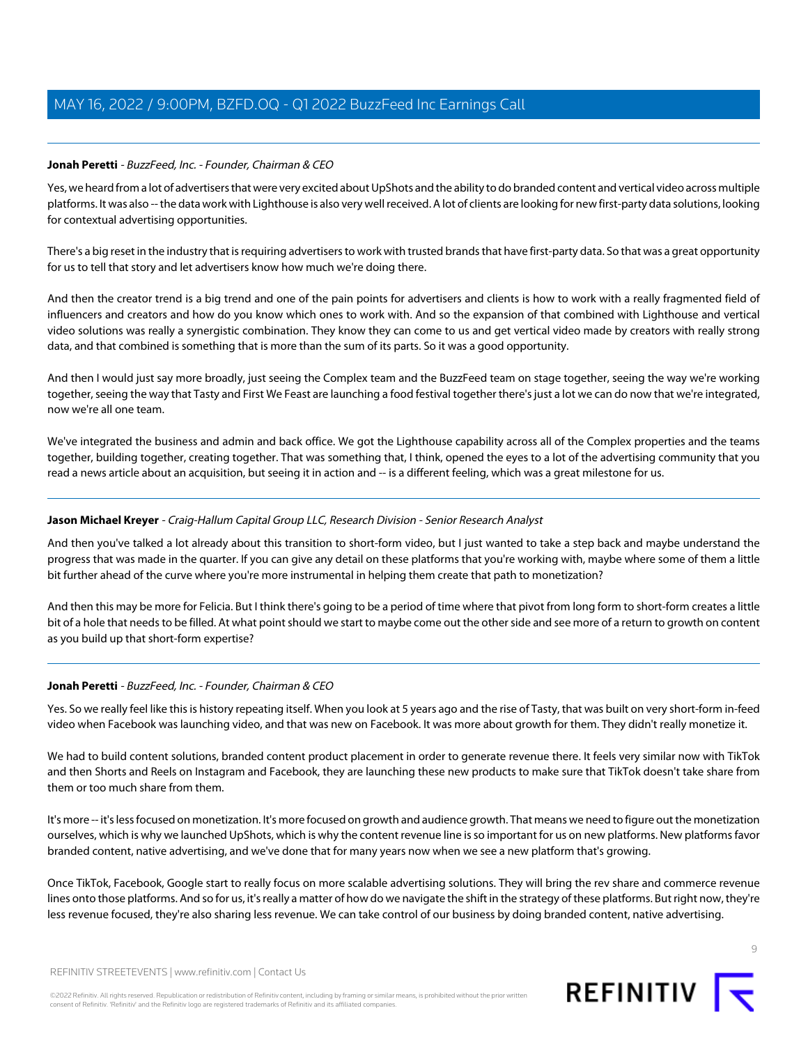**Jonah Peretti** - *BuzzFeed, Inc. - Founder, Chairman & CEO*

Yes, we heard from a lot of advertisers that were very excited about UpShots and the ability to do branded content and vertical video across multiple platforms. It was also -- the data work with Lighthouse is also very well received. A lot of clients are looking for new first-party data solutions, looking for contextual advertising opportunities.

There's a big reset in the industry that is requiring advertisers to work with trusted brands that have first-party data. So that was a great opportunity for us to tell that story and let advertisers know how much we're doing there.

And then the creator trend is a big trend and one of the pain points for advertisers and clients is how to work with a really fragmented field of influencers and creators and how do you know which ones to work with. And so the expansion of that combined with Lighthouse and vertical video solutions was really a synergistic combination. They know they can come to us and get vertical video made by creators with really strong data, and that combined is something that is more than the sum of its parts. So it was a good opportunity.

And then I would just say more broadly, just seeing the Complex team and the BuzzFeed team on stage together, seeing the way we're working together, seeing the way that Tasty and First We Feast are launching a food festival together there's just a lot we can do now that we're integrated, now we're all one team.

We've integrated the business and admin and back office. We got the Lighthouse capability across all of the Complex properties and the teams together, building together, creating together. That was something that, I think, opened the eyes to a lot of the advertising community that you read a news article about an acquisition, but seeing it in action and -- is a different feeling, which was a great milestone for us.

---

**Jason Michael Kreyer** - *Craig-Hallum Capital Group LLC, Research Division - Senior Research Analyst*

And then you've talked a lot already about this transition to short-form video, but I just wanted to take a step back and maybe understand the progress that was made in the quarter. If you can give any detail on these platforms that you're working with, maybe where some of them a little bit further ahead of the curve where you're more instrumental in helping them create that path to monetization?

And then this may be more for Felicia. But I think there's going to be a period of time where that pivot from long form to short-form creates a little bit of a hole that needs to be filled. At what point should we start to maybe come out the other side and see more of a return to growth on content as you build up that short-form expertise?

---

**Jonah Peretti** - *BuzzFeed, Inc. - Founder, Chairman & CEO*

Yes. So we really feel like this is history repeating itself. When you look at 5 years ago and the rise of Tasty, that was built on very short-form in-feed video when Facebook was launching video, and that was new on Facebook. It was more about growth for them. They didn't really monetize it.

We had to build content solutions, branded content product placement in order to generate revenue there. It feels very similar now with TikTok and then Shorts and Reels on Instagram and Facebook, they are launching these new products to make sure that TikTok doesn't take share from them or too much share from them.

It's more -- it's less focused on monetization. It's more focused on growth and audience growth. That means we need to figure out the monetization ourselves, which is why we launched UpShots, which is why the content revenue line is so important for us on new platforms. New platforms favor branded content, native advertising, and we've done that for many years now when we see a new platform that's growing.

Once TikTok, Facebook, Google start to really focus on more scalable advertising solutions. They will bring the rev share and commerce revenue lines onto those platforms. And so for us, it's really a matter of how do we navigate the shift in the strategy of these platforms. But right now, they're less revenue focused, they're also sharing less revenue. We can take control of our business by doing branded content, native advertising.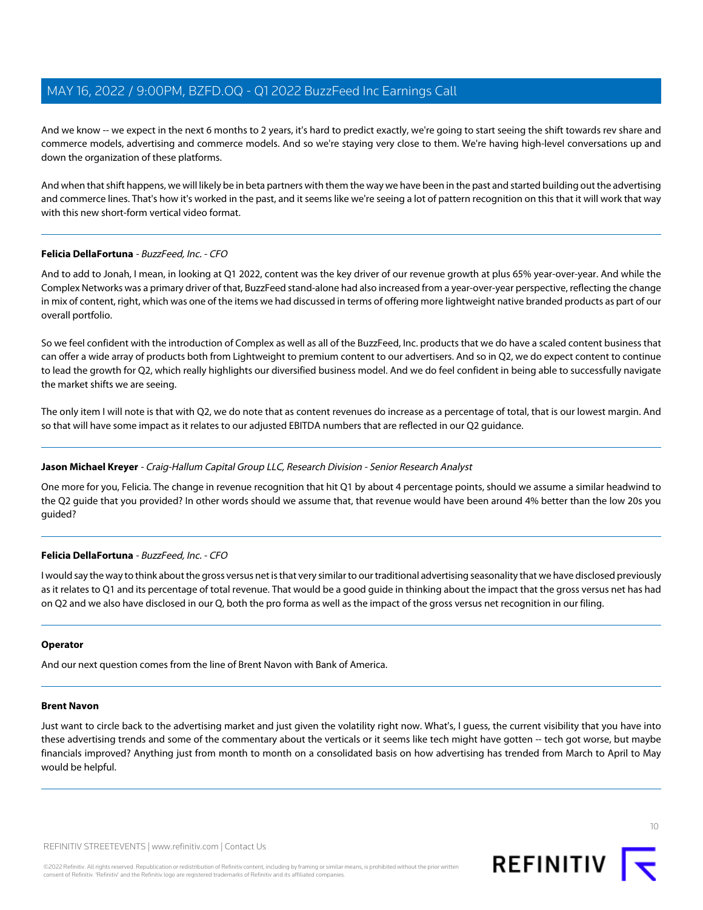And we know -- we expect in the next 6 months to 2 years, it's hard to predict exactly, we're going to start seeing the shift towards rev share and commerce models, advertising and commerce models. And so we're staying very close to them. We're having high-level conversations up and down the organization of these platforms.

And when that shift happens, we will likely be in beta partners with them the way we have been in the past and started building out the advertising and commerce lines. That's how it's worked in the past, and it seems like we're seeing a lot of pattern recognition on this that it will work that way with this new short-form vertical video format.

---

**Felicia DellaFortuna** - *BuzzFeed, Inc. - CFO*

And to add to Jonah, I mean, in looking at Q1 2022, content was the key driver of our revenue growth at plus 65% year-over-year. And while the Complex Networks was a primary driver of that, BuzzFeed stand-alone had also increased from a year-over-year perspective, reflecting the change in mix of content, right, which was one of the items we had discussed in terms of offering more lightweight native branded products as part of our overall portfolio.

So we feel confident with the introduction of Complex as well as all of the BuzzFeed, Inc. products that we do have a scaled content business that can offer a wide array of products both from Lightweight to premium content to our advertisers. And so in Q2, we do expect content to continue to lead the growth for Q2, which really highlights our diversified business model. And we do feel confident in being able to successfully navigate the market shifts we are seeing.

The only item I will note is that with Q2, we do note that as content revenues do increase as a percentage of total, that is our lowest margin. And so that will have some impact as it relates to our adjusted EBITDA numbers that are reflected in our Q2 guidance.

---

**Jason Michael Kreyer** - *Craig-Hallum Capital Group LLC, Research Division - Senior Research Analyst*

One more for you, Felicia. The change in revenue recognition that hit Q1 by about 4 percentage points, should we assume a similar headwind to the Q2 guide that you provided? In other words should we assume that, that revenue would have been around 4% better than the low 20s you guided?

---

**Felicia DellaFortuna** - *BuzzFeed, Inc. - CFO*

I would say the way to think about the gross versus net is that very similar to our traditional advertising seasonality that we have disclosed previously as it relates to Q1 and its percentage of total revenue. That would be a good guide in thinking about the impact that the gross versus net has had on Q2 and we also have disclosed in our Q, both the pro forma as well as the impact of the gross versus net recognition in our filing.

---

**Operator**

And our next question comes from the line of Brent Navon with Bank of America.

---

**Brent Navon**

Just want to circle back to the advertising market and just given the volatility right now. What's, I guess, the current visibility that you have into these advertising trends and some of the commentary about the verticals or it seems like tech might have gotten -- tech got worse, but maybe financials improved? Anything just from month to month on a consolidated basis on how advertising has trended from March to April to May would be helpful.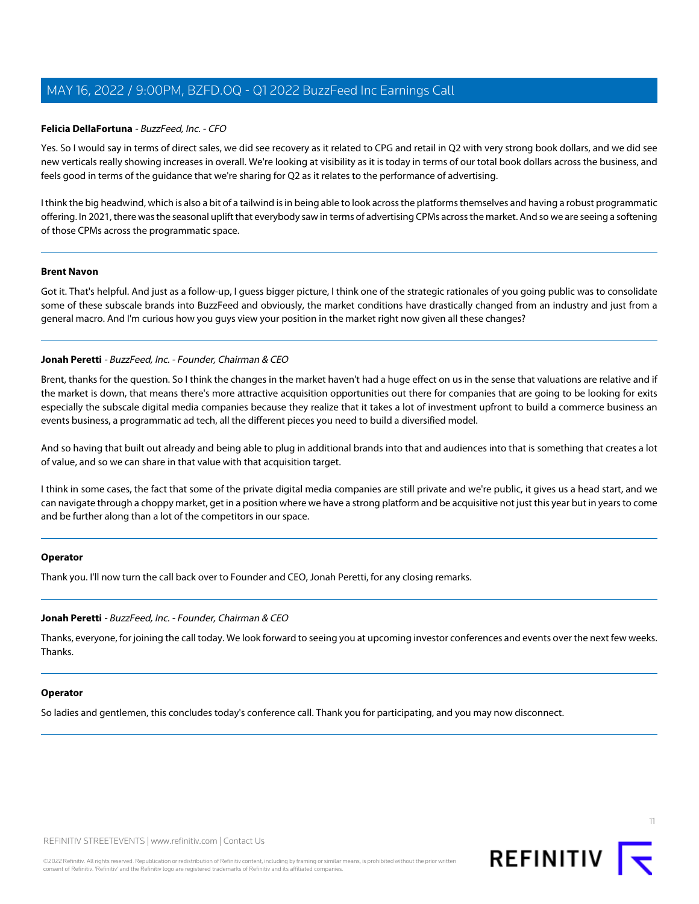**Felicia DellaFortuna** - *BuzzFeed, Inc. - CFO*

Yes. So I would say in terms of direct sales, we did see recovery as it related to CPG and retail in Q2 with very strong book dollars, and we did see new verticals really showing increases in overall. We're looking at visibility as it is today in terms of our total book dollars across the business, and feels good in terms of the guidance that we're sharing for Q2 as it relates to the performance of advertising.

I think the big headwind, which is also a bit of a tailwind is in being able to look across the platforms themselves and having a robust programmatic offering. In 2021, there was the seasonal uplift that everybody saw in terms of advertising CPMs across the market. And so we are seeing a softening of those CPMs across the programmatic space.

---

**Brent Navon**

Got it. That's helpful. And just as a follow-up, I guess bigger picture, I think one of the strategic rationales of you going public was to consolidate some of these subscale brands into BuzzFeed and obviously, the market conditions have drastically changed from an industry and just from a general macro. And I'm curious how you guys view your position in the market right now given all these changes?

---

**Jonah Peretti** - *BuzzFeed, Inc. - Founder, Chairman & CEO*

Brent, thanks for the question. So I think the changes in the market haven't had a huge effect on us in the sense that valuations are relative and if the market is down, that means there's more attractive acquisition opportunities out there for companies that are going to be looking for exits especially the subscale digital media companies because they realize that it takes a lot of investment upfront to build a commerce business an events business, a programmatic ad tech, all the different pieces you need to build a diversified model.

And so having that built out already and being able to plug in additional brands into that and audiences into that is something that creates a lot of value, and so we can share in that value with that acquisition target.

I think in some cases, the fact that some of the private digital media companies are still private and we're public, it gives us a head start, and we can navigate through a choppy market, get in a position where we have a strong platform and be acquisitive not just this year but in years to come and be further along than a lot of the competitors in our space.

---

**Operator**

Thank you. I'll now turn the call back over to Founder and CEO, Jonah Peretti, for any closing remarks.

---

**Jonah Peretti** - *BuzzFeed, Inc. - Founder, Chairman & CEO*

Thanks, everyone, for joining the call today. We look forward to seeing you at upcoming investor conferences and events over the next few weeks. Thanks.

---

**Operator**

So ladies and gentlemen, this concludes today's conference call. Thank you for participating, and you may now disconnect.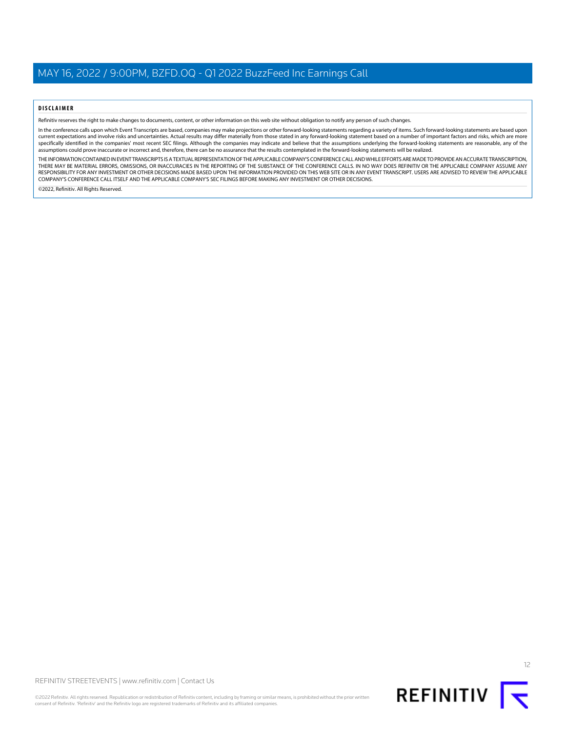## DISCLAIMER

Refinitiv reserves the right to make changes to documents, content, or other information on this web site without obligation to notify any person of such changes.

In the conference calls upon which Event Transcripts are based, companies may make projections or other forward-looking statements regarding a variety of items. Such forward-looking statements are based upon current expectations and involve risks and uncertainties. Actual results may differ materially from those stated in any forward-looking statement based on a number of important factors and risks, which are more specifically identified in the companies' most recent SEC filings. Although the companies may indicate and believe that the assumptions underlying the forward-looking statements are reasonable, any of the assumptions could prove inaccurate or incorrect and, therefore, there can be no assurance that the results contemplated in the forward-looking statements will be realized.

THE INFORMATION CONTAINED IN EVENT TRANSCRIPTS IS A TEXTUAL REPRESENTATION OF THE APPLICABLE COMPANY'S CONFERENCE CALL AND WHILE EFFORTS ARE MADE TO PROVIDE AN ACCURATE TRANSCRIPTION, THERE MAY BE MATERIAL ERRORS, OMISSIONS, OR INACCURACIES IN THE REPORTING OF THE SUBSTANCE OF THE CONFERENCE CALLS. IN NO WAY DOES REFINITIV OR THE APPLICABLE COMPANY ASSUME ANY RESPONSIBILITY FOR ANY INVESTMENT OR OTHER DECISIONS MADE BASED UPON THE INFORMATION PROVIDED ON THIS WEB SITE OR IN ANY EVENT TRANSCRIPT. USERS ARE ADVISED TO REVIEW THE APPLICABLE COMPANY'S CONFERENCE CALL ITSELF AND THE APPLICABLE COMPANY'S SEC FILINGS BEFORE MAKING ANY INVESTMENT OR OTHER DECISIONS.

©2022, Refinitiv. All Rights Reserved.